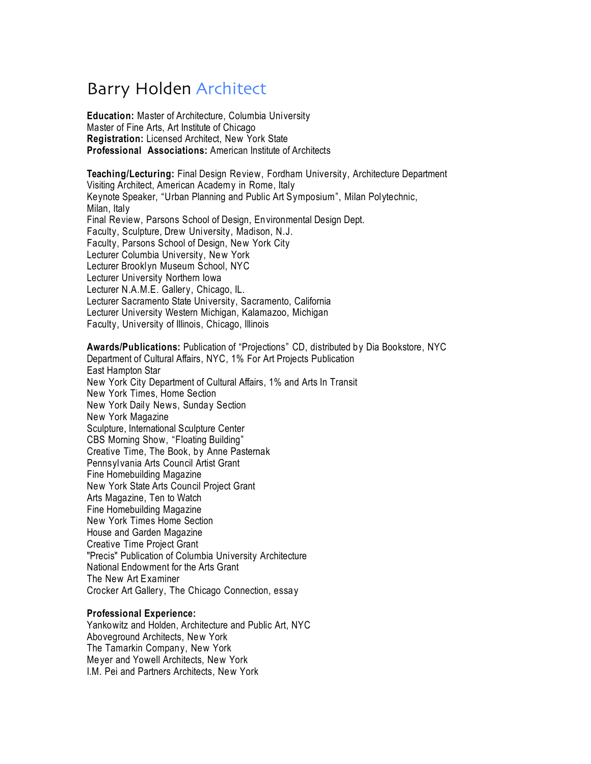# Barry Holden Architect

**Education:** Master of Architecture, Columbia University
Master of Fine Arts, Art Institute of Chicago
**Registration:** Licensed Architect, New York State
**Professional Associations:** American Institute of Architects

**Teaching/Lecturing:** Final Design Review, Fordham University, Architecture Department
Visiting Architect, American Academy in Rome, Italy
Keynote Speaker, "Urban Planning and Public Art Symposium", Milan Polytechnic, Milan, Italy
Final Review, Parsons School of Design, Environmental Design Dept.
Faculty, Sculpture, Drew University, Madison, N.J.
Faculty, Parsons School of Design, New York City
Lecturer Columbia University, New York
Lecturer Brooklyn Museum School, NYC
Lecturer University Northern Iowa
Lecturer N.A.M.E. Gallery, Chicago, IL.
Lecturer Sacramento State University, Sacramento, California
Lecturer University Western Michigan, Kalamazoo, Michigan
Faculty, University of Illinois, Chicago, Illinois

**Awards/Publications:** Publication of "Projections" CD, distributed by Dia Bookstore, NYC
Department of Cultural Affairs, NYC, 1% For Art Projects Publication
East Hampton Star
New York City Department of Cultural Affairs, 1% and Arts In Transit
New York Times, Home Section
New York Daily News, Sunday Section
New York Magazine
Sculpture, International Sculpture Center
CBS Morning Show, "Floating Building"
Creative Time, The Book, by Anne Pasternak
Pennsylvania Arts Council Artist Grant
Fine Homebuilding Magazine
New York State Arts Council Project Grant
Arts Magazine, Ten to Watch
Fine Homebuilding Magazine
New York Times Home Section
House and Garden Magazine
Creative Time Project Grant
"Precis" Publication of Columbia University Architecture
National Endowment for the Arts Grant
The New Art Examiner
Crocker Art Gallery, The Chicago Connection, essay

**Professional Experience:**
Yankowitz and Holden, Architecture and Public Art, NYC
Aboveground Architects, New York
The Tamarkin Company, New York
Meyer and Yowell Architects, New York
I.M. Pei and Partners Architects, New York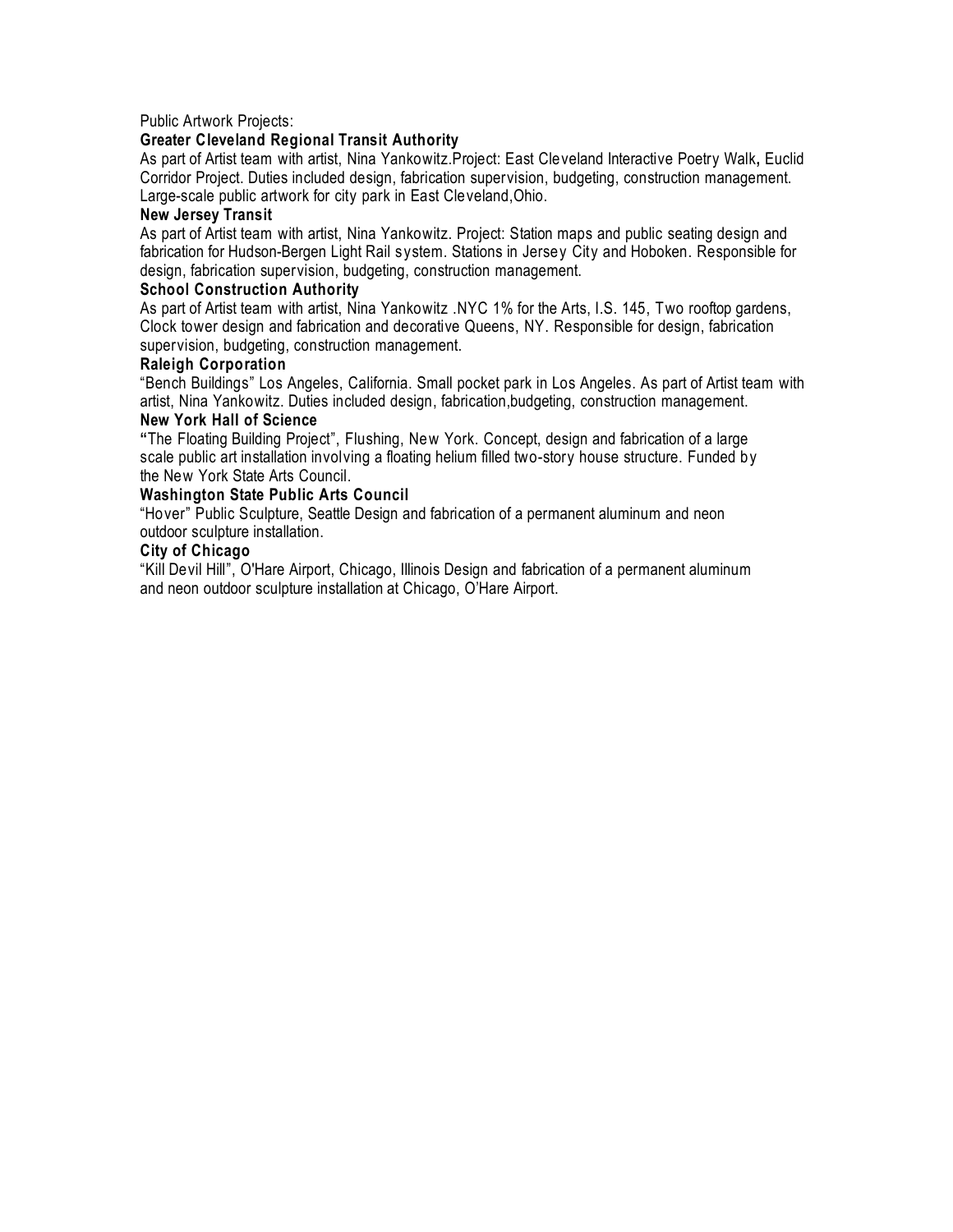Public Artwork Projects:

**Greater Cleveland Regional Transit Authority**

As part of Artist team with artist, Nina Yankowitz.Project: East Cleveland Interactive Poetry Walk**,** Euclid Corridor Project. Duties included design, fabrication supervision, budgeting, construction management. Large-scale public artwork for city park in East Cleveland,Ohio.

**New Jersey Transit**

As part of Artist team with artist, Nina Yankowitz. Project: Station maps and public seating design and fabrication for Hudson-Bergen Light Rail system. Stations in Jersey City and Hoboken. Responsible for design, fabrication supervision, budgeting, construction management.

**School Construction Authority**

As part of Artist team with artist, Nina Yankowitz .NYC 1% for the Arts, I.S. 145, Two rooftop gardens, Clock tower design and fabrication and decorative Queens, NY. Responsible for design, fabrication supervision, budgeting, construction management.

**Raleigh Corporation**

"Bench Buildings" Los Angeles, California. Small pocket park in Los Angeles. As part of Artist team with artist, Nina Yankowitz. Duties included design, fabrication,budgeting, construction management.

**New York Hall of Science**

**"**The Floating Building Project", Flushing, New York. Concept, design and fabrication of a large scale public art installation involving a floating helium filled two-story house structure. Funded by the New York State Arts Council.

**Washington State Public Arts Council**

"Hover" Public Sculpture, Seattle Design and fabrication of a permanent aluminum and neon outdoor sculpture installation.

**City of Chicago**

"Kill Devil Hill", O'Hare Airport, Chicago, Illinois Design and fabrication of a permanent aluminum and neon outdoor sculpture installation at Chicago, O'Hare Airport.